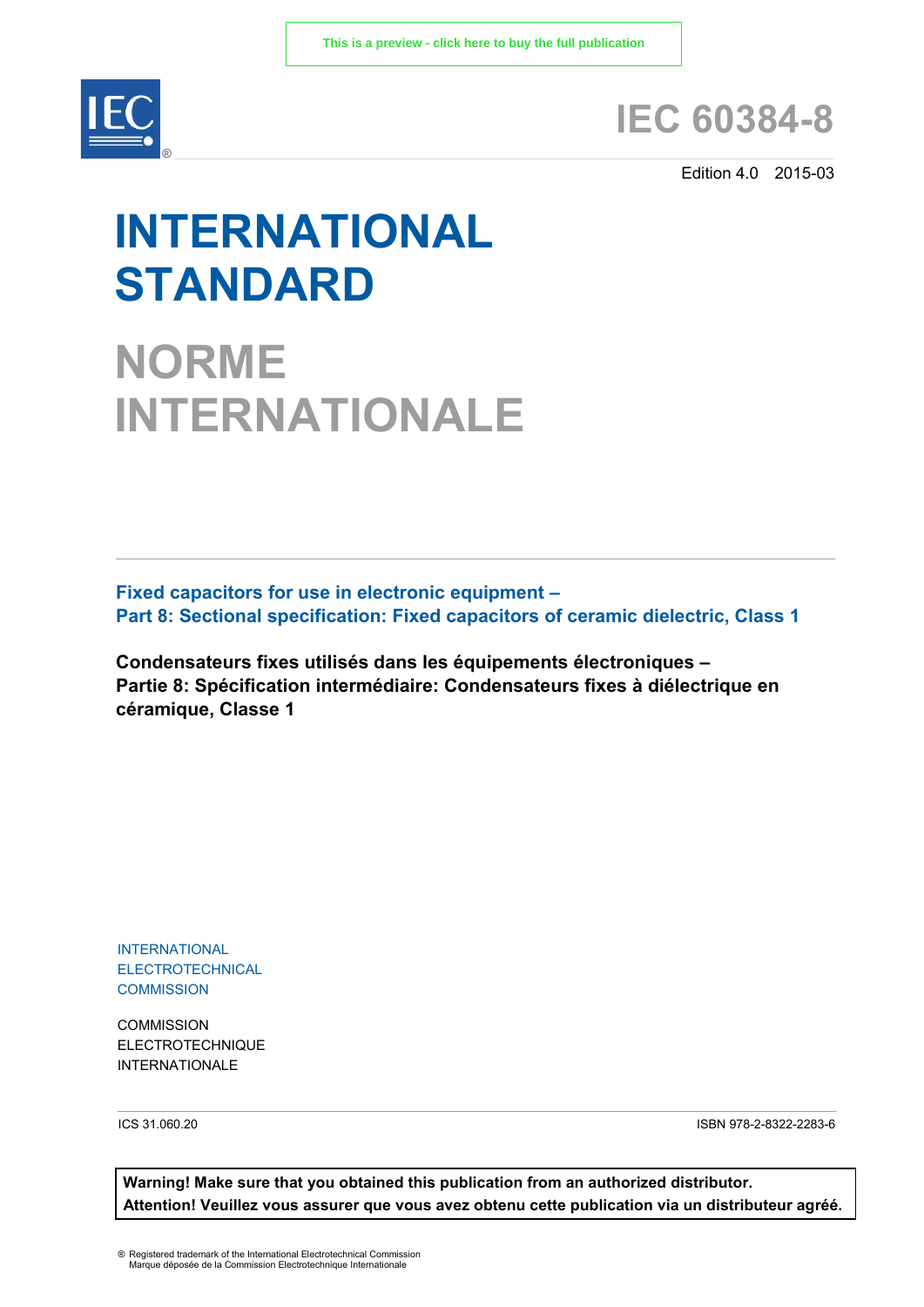This is a preview - click here to buy the full publication

# IEC 60384-8

Edition 4.0 2015-03

# INTERNATIONAL STANDARD

# NORME INTERNATIONALE

**Fixed capacitors for use in electronic equipment –**
**Part 8: Sectional specification: Fixed capacitors of ceramic dielectric, Class 1**

**Condensateurs fixes utilisés dans les équipements électroniques –**
**Partie 8: Spécification intermédiaire: Condensateurs fixes à diélectrique en céramique, Classe 1**

INTERNATIONAL
ELECTROTECHNICAL
COMMISSION

COMMISSION
ELECTROTECHNIQUE
INTERNATIONALE

ICS 31.060.20

ISBN 978-2-8322-2283-6

**Warning! Make sure that you obtained this publication from an authorized distributor.**
**Attention! Veuillez vous assurer que vous avez obtenu cette publication via un distributeur agréé.**

® Registered trademark of the International Electrotechnical Commission
Marque déposée de la Commission Electrotechnique Internationale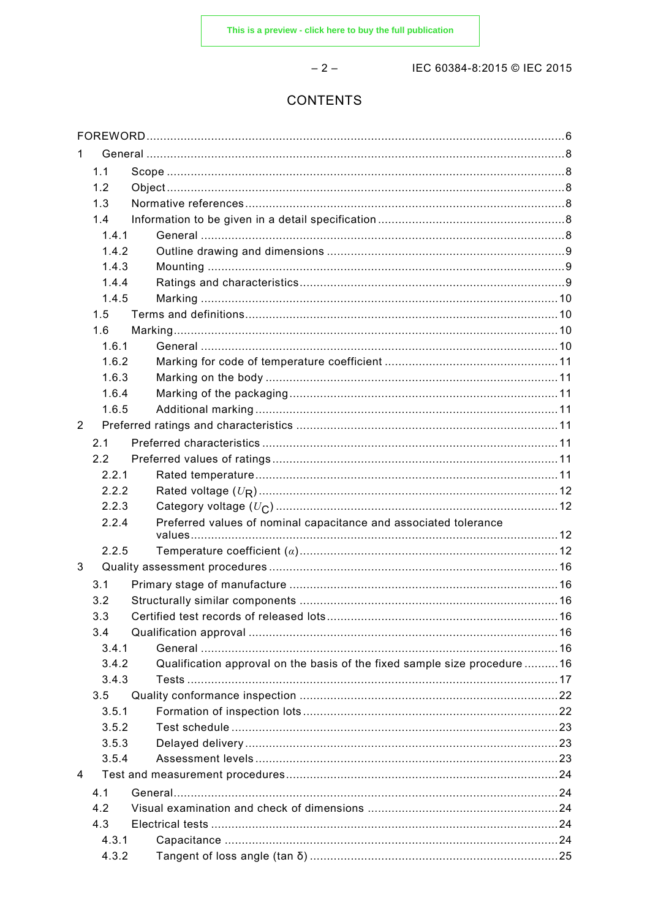# CONTENTS

FOREWORD ... 6

1 General ... 8

- 1.1 Scope ... 8
- 1.2 Object ... 8
- 1.3 Normative references ... 8
- 1.4 Information to be given in a detail specification ... 8
  - 1.4.1 General ... 8
  - 1.4.2 Outline drawing and dimensions ... 9
  - 1.4.3 Mounting ... 9
  - 1.4.4 Ratings and characteristics ... 9
  - 1.4.5 Marking ... 10
- 1.5 Terms and definitions ... 10
- 1.6 Marking ... 10
  - 1.6.1 General ... 10
  - 1.6.2 Marking for code of temperature coefficient ... 11
  - 1.6.3 Marking on the body ... 11
  - 1.6.4 Marking of the packaging ... 11
  - 1.6.5 Additional marking ... 11

2 Preferred ratings and characteristics ... 11

- 2.1 Preferred characteristics ... 11
- 2.2 Preferred values of ratings ... 11
  - 2.2.1 Rated temperature ... 11
  - 2.2.2 Rated voltage ($U_R$) ... 12
  - 2.2.3 Category voltage ($U_C$) ... 12
  - 2.2.4 Preferred values of nominal capacitance and associated tolerance values ... 12
  - 2.2.5 Temperature coefficient ($\alpha$) ... 12

3 Quality assessment procedures ... 16

- 3.1 Primary stage of manufacture ... 16
- 3.2 Structurally similar components ... 16
- 3.3 Certified test records of released lots ... 16
- 3.4 Qualification approval ... 16
  - 3.4.1 General ... 16
  - 3.4.2 Qualification approval on the basis of the fixed sample size procedure ... 16
  - 3.4.3 Tests ... 17
- 3.5 Quality conformance inspection ... 22
  - 3.5.1 Formation of inspection lots ... 22
  - 3.5.2 Test schedule ... 23
  - 3.5.3 Delayed delivery ... 23
  - 3.5.4 Assessment levels ... 23

4 Test and measurement procedures ... 24

- 4.1 General ... 24
- 4.2 Visual examination and check of dimensions ... 24
- 4.3 Electrical tests ... 24
  - 4.3.1 Capacitance ... 24
  - 4.3.2 Tangent of loss angle (tan δ) ... 25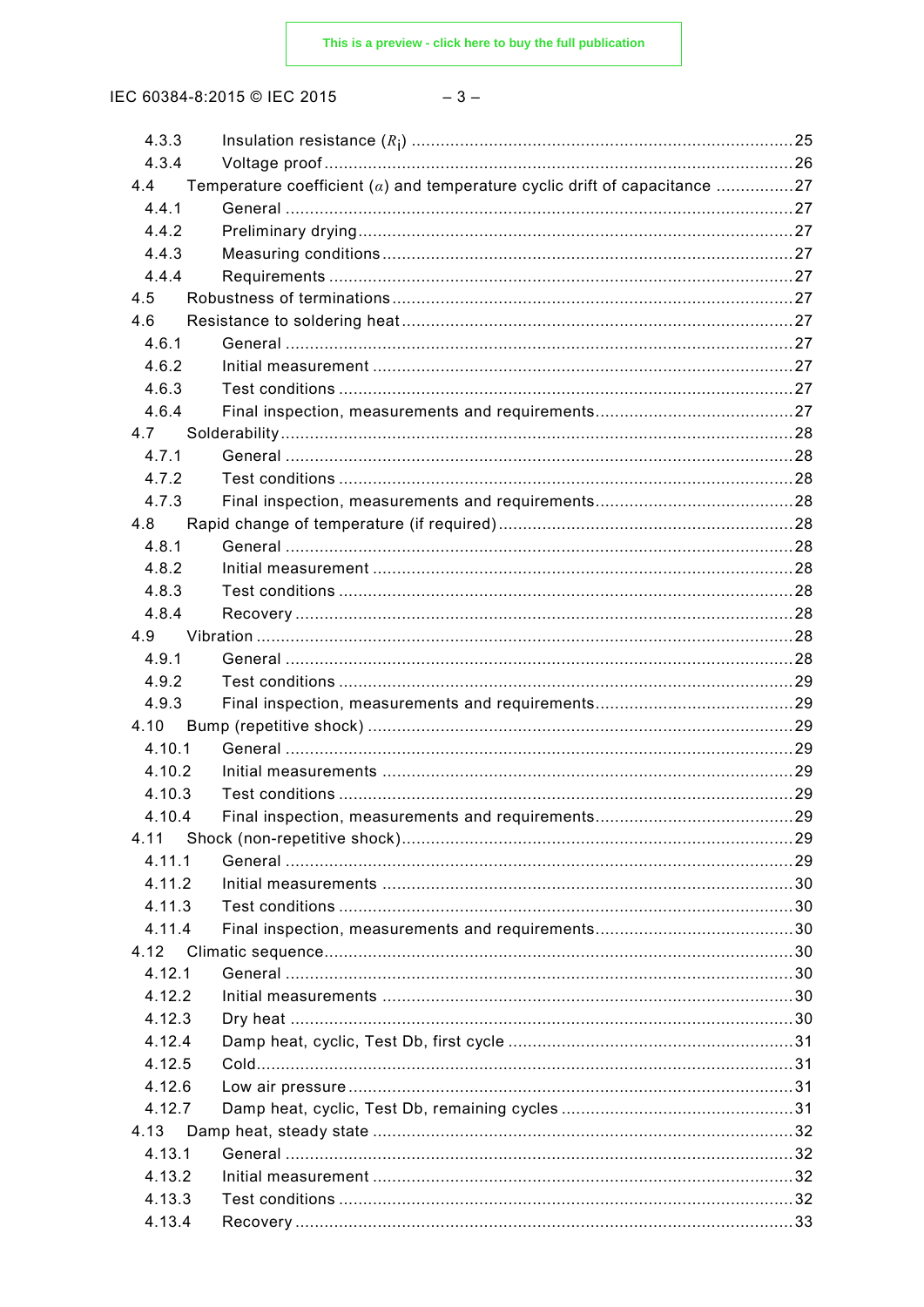4.3.3 Insulation resistance ($R_i$) ..... 25
4.3.4 Voltage proof ..... 26
4.4 Temperature coefficient ($\alpha$) and temperature cyclic drift of capacitance ..... 27
4.4.1 General ..... 27
4.4.2 Preliminary drying ..... 27
4.4.3 Measuring conditions ..... 27
4.4.4 Requirements ..... 27
4.5 Robustness of terminations ..... 27
4.6 Resistance to soldering heat ..... 27
4.6.1 General ..... 27
4.6.2 Initial measurement ..... 27
4.6.3 Test conditions ..... 27
4.6.4 Final inspection, measurements and requirements ..... 27
4.7 Solderability ..... 28
4.7.1 General ..... 28
4.7.2 Test conditions ..... 28
4.7.3 Final inspection, measurements and requirements ..... 28
4.8 Rapid change of temperature (if required) ..... 28
4.8.1 General ..... 28
4.8.2 Initial measurement ..... 28
4.8.3 Test conditions ..... 28
4.8.4 Recovery ..... 28
4.9 Vibration ..... 28
4.9.1 General ..... 28
4.9.2 Test conditions ..... 29
4.9.3 Final inspection, measurements and requirements ..... 29
4.10 Bump (repetitive shock) ..... 29
4.10.1 General ..... 29
4.10.2 Initial measurements ..... 29
4.10.3 Test conditions ..... 29
4.10.4 Final inspection, measurements and requirements ..... 29
4.11 Shock (non-repetitive shock) ..... 29
4.11.1 General ..... 29
4.11.2 Initial measurements ..... 30
4.11.3 Test conditions ..... 30
4.11.4 Final inspection, measurements and requirements ..... 30
4.12 Climatic sequence ..... 30
4.12.1 General ..... 30
4.12.2 Initial measurements ..... 30
4.12.3 Dry heat ..... 30
4.12.4 Damp heat, cyclic, Test Db, first cycle ..... 31
4.12.5 Cold ..... 31
4.12.6 Low air pressure ..... 31
4.12.7 Damp heat, cyclic, Test Db, remaining cycles ..... 31
4.13 Damp heat, steady state ..... 32
4.13.1 General ..... 32
4.13.2 Initial measurement ..... 32
4.13.3 Test conditions ..... 32
4.13.4 Recovery ..... 33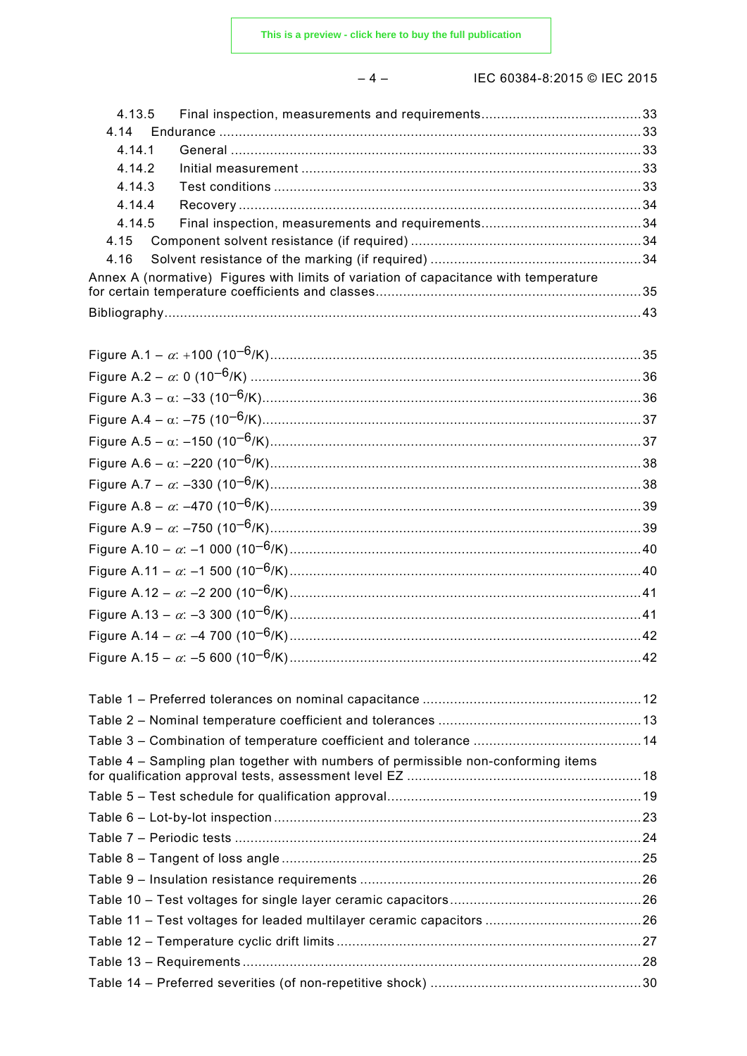4.13.5 Final inspection, measurements and requirements ......................................... 33
4.14 Endurance ........................................................................................................... 33
4.14.1 General ......................................................................................................... 33
4.14.2 Initial measurement ...................................................................................... 33
4.14.3 Test conditions ............................................................................................. 33
4.14.4 Recovery ....................................................................................................... 34
4.14.5 Final inspection, measurements and requirements ......................................... 34
4.15 Component solvent resistance (if required) ........................................................... 34
4.16 Solvent resistance of the marking (if required) ...................................................... 34
Annex A (normative) Figures with limits of variation of capacitance with temperature for certain temperature coefficients and classes ................................................................... 35
Bibliography ......................................................................................................................... 43

Figure A.1 – $\alpha$: +100 ($10^{-6}$/K) ............................................................................ 35
Figure A.2 – $\alpha$: 0 ($10^{-6}$/K) ................................................................................... 36
Figure A.3 – $\alpha$: –33 ($10^{-6}$/K) ............................................................................... 36
Figure A.4 – $\alpha$: –75 ($10^{-6}$/K) ............................................................................... 37
Figure A.5 – $\alpha$: –150 ($10^{-6}$/K) ............................................................................. 37
Figure A.6 – $\alpha$: –220 ($10^{-6}$/K) ............................................................................. 38
Figure A.7 – $\alpha$: –330 ($10^{-6}$/K) ............................................................................. 38
Figure A.8 – $\alpha$: –470 ($10^{-6}$/K) ............................................................................. 39
Figure A.9 – $\alpha$: –750 ($10^{-6}$/K) ............................................................................. 39
Figure A.10 – $\alpha$: –1 000 ($10^{-6}$/K) ........................................................................ 40
Figure A.11 – $\alpha$: –1 500 ($10^{-6}$/K) ........................................................................ 40
Figure A.12 – $\alpha$: –2 200 ($10^{-6}$/K) ........................................................................ 41
Figure A.13 – $\alpha$: –3 300 ($10^{-6}$/K) ........................................................................ 41
Figure A.14 – $\alpha$: –4 700 ($10^{-6}$/K) ........................................................................ 42
Figure A.15 – $\alpha$: –5 600 ($10^{-6}$/K) ........................................................................ 42

Table 1 – Preferred tolerances on nominal capacitance ....................................................... 12
Table 2 – Nominal temperature coefficient and tolerances ................................................... 13
Table 3 – Combination of temperature coefficient and tolerance .......................................... 14
Table 4 – Sampling plan together with numbers of permissible non-conforming items for qualification approval tests, assessment level EZ ........................................................... 18
Table 5 – Test schedule for qualification approval ................................................................ 19
Table 6 – Lot-by-lot inspection ............................................................................................. 23
Table 7 – Periodic tests ....................................................................................................... 24
Table 8 – Tangent of loss angle ........................................................................................... 25
Table 9 – Insulation resistance requirements ....................................................................... 26
Table 10 – Test voltages for single layer ceramic capacitors ................................................ 26
Table 11 – Test voltages for leaded multilayer ceramic capacitors ........................................ 26
Table 12 – Temperature cyclic drift limits ............................................................................. 27
Table 13 – Requirements ..................................................................................................... 28
Table 14 – Preferred severities (of non-repetitive shock) ..................................................... 30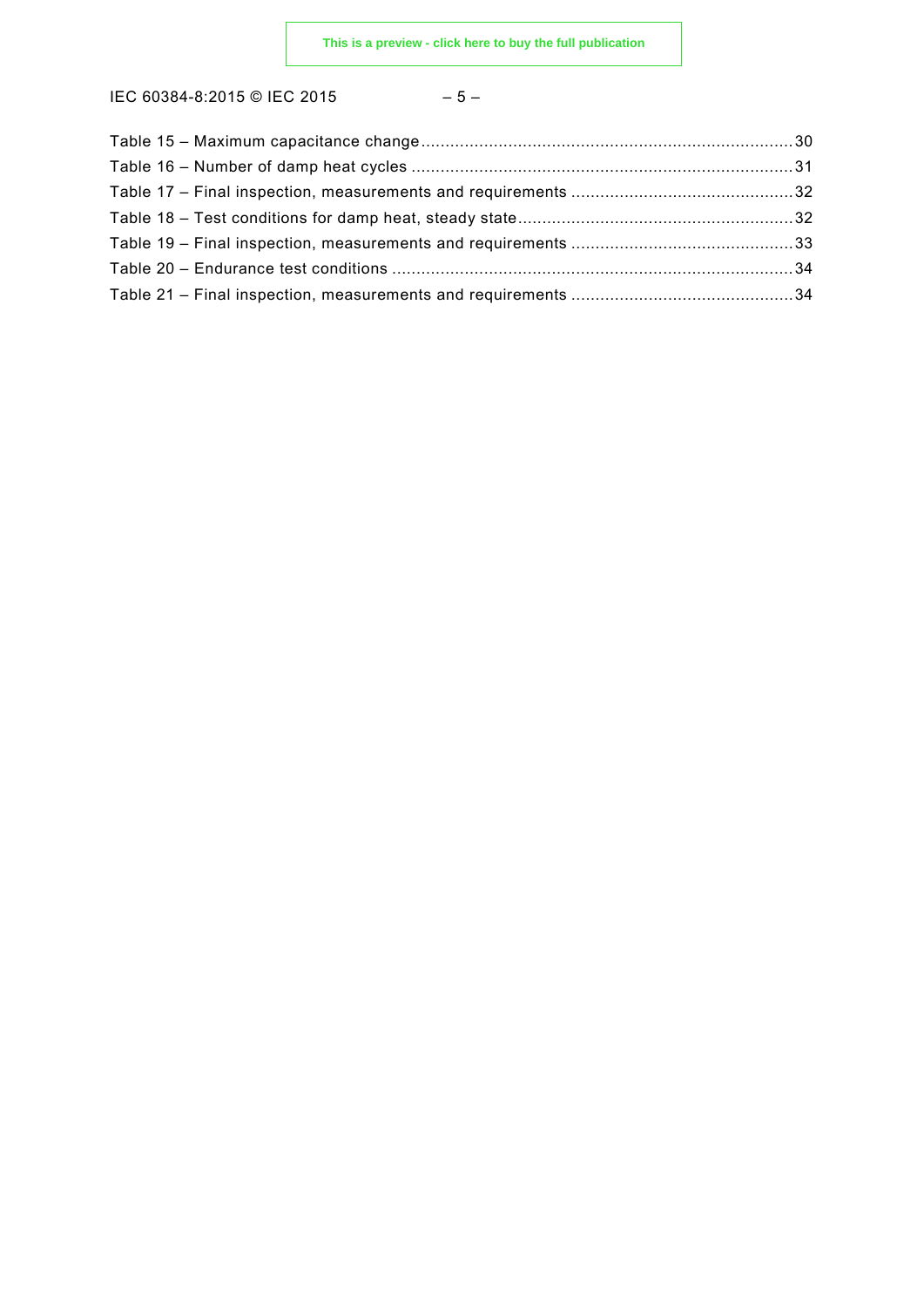Table 15 – Maximum capacitance change ............................................................................ 30
Table 16 – Number of damp heat cycles .............................................................................. 31
Table 17 – Final inspection, measurements and requirements ............................................. 32
Table 18 – Test conditions for damp heat, steady state ........................................................ 32
Table 19 – Final inspection, measurements and requirements ............................................. 33
Table 20 – Endurance test conditions .................................................................................. 34
Table 21 – Final inspection, measurements and requirements ............................................. 34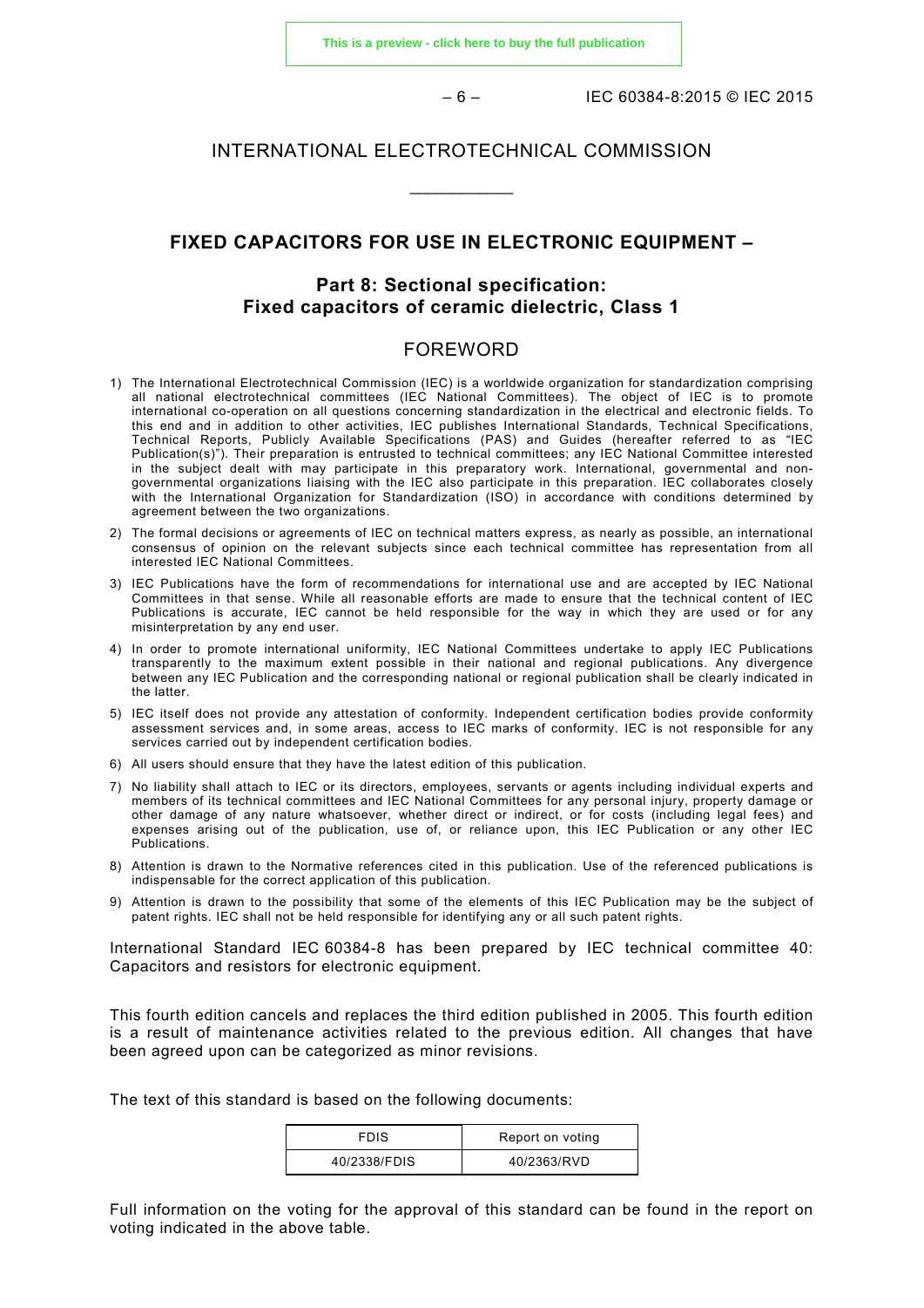# INTERNATIONAL ELECTROTECHNICAL COMMISSION

\_\_\_\_\_\_\_\_\_\_\_\_

## FIXED CAPACITORS FOR USE IN ELECTRONIC EQUIPMENT –

## Part 8: Sectional specification: Fixed capacitors of ceramic dielectric, Class 1

## FOREWORD

1) The International Electrotechnical Commission (IEC) is a worldwide organization for standardization comprising all national electrotechnical committees (IEC National Committees). The object of IEC is to promote international co-operation on all questions concerning standardization in the electrical and electronic fields. To this end and in addition to other activities, IEC publishes International Standards, Technical Specifications, Technical Reports, Publicly Available Specifications (PAS) and Guides (hereafter referred to as "IEC Publication(s)"). Their preparation is entrusted to technical committees; any IEC National Committee interested in the subject dealt with may participate in this preparatory work. International, governmental and non-governmental organizations liaising with the IEC also participate in this preparation. IEC collaborates closely with the International Organization for Standardization (ISO) in accordance with conditions determined by agreement between the two organizations.

2) The formal decisions or agreements of IEC on technical matters express, as nearly as possible, an international consensus of opinion on the relevant subjects since each technical committee has representation from all interested IEC National Committees.

3) IEC Publications have the form of recommendations for international use and are accepted by IEC National Committees in that sense. While all reasonable efforts are made to ensure that the technical content of IEC Publications is accurate, IEC cannot be held responsible for the way in which they are used or for any misinterpretation by any end user.

4) In order to promote international uniformity, IEC National Committees undertake to apply IEC Publications transparently to the maximum extent possible in their national and regional publications. Any divergence between any IEC Publication and the corresponding national or regional publication shall be clearly indicated in the latter.

5) IEC itself does not provide any attestation of conformity. Independent certification bodies provide conformity assessment services and, in some areas, access to IEC marks of conformity. IEC is not responsible for any services carried out by independent certification bodies.

6) All users should ensure that they have the latest edition of this publication.

7) No liability shall attach to IEC or its directors, employees, servants or agents including individual experts and members of its technical committees and IEC National Committees for any personal injury, property damage or other damage of any nature whatsoever, whether direct or indirect, or for costs (including legal fees) and expenses arising out of the publication, use of, or reliance upon, this IEC Publication or any other IEC Publications.

8) Attention is drawn to the Normative references cited in this publication. Use of the referenced publications is indispensable for the correct application of this publication.

9) Attention is drawn to the possibility that some of the elements of this IEC Publication may be the subject of patent rights. IEC shall not be held responsible for identifying any or all such patent rights.

International Standard IEC 60384-8 has been prepared by IEC technical committee 40: Capacitors and resistors for electronic equipment.

This fourth edition cancels and replaces the third edition published in 2005. This fourth edition is a result of maintenance activities related to the previous edition. All changes that have been agreed upon can be categorized as minor revisions.

The text of this standard is based on the following documents:

| FDIS | Report on voting |
|---|---|
| 40/2338/FDIS | 40/2363/RVD |

Full information on the voting for the approval of this standard can be found in the report on voting indicated in the above table.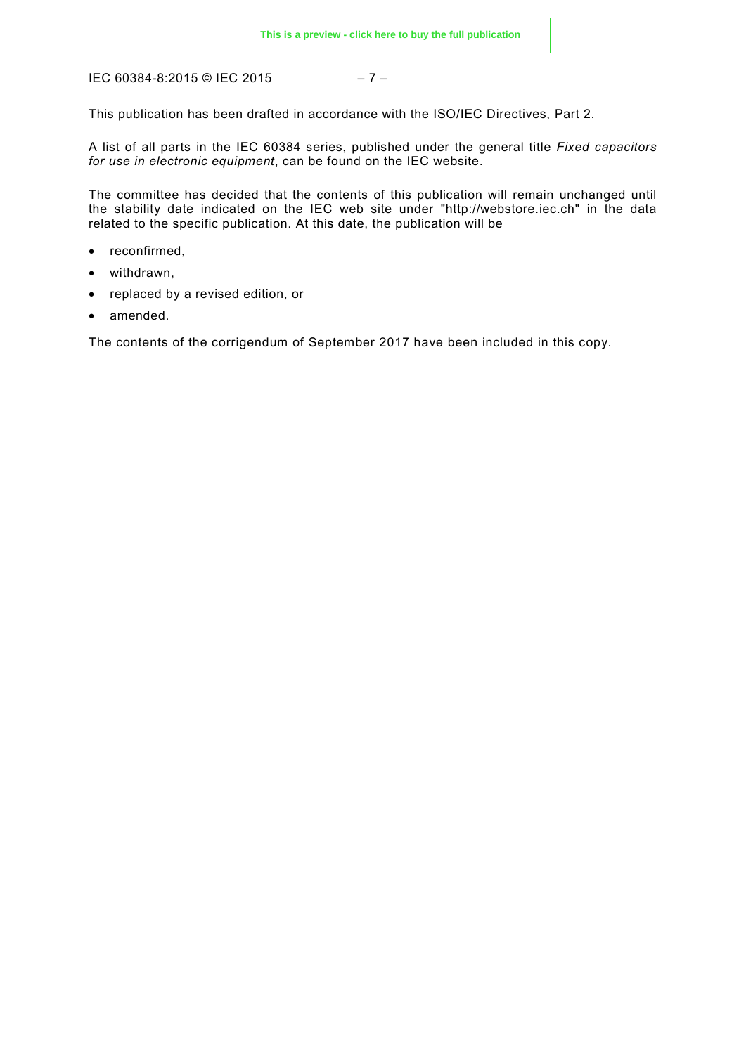This publication has been drafted in accordance with the ISO/IEC Directives, Part 2.

A list of all parts in the IEC 60384 series, published under the general title *Fixed capacitors for use in electronic equipment*, can be found on the IEC website.

The committee has decided that the contents of this publication will remain unchanged until the stability date indicated on the IEC web site under "http://webstore.iec.ch" in the data related to the specific publication. At this date, the publication will be

- reconfirmed,
- withdrawn,
- replaced by a revised edition, or
- amended.

The contents of the corrigendum of September 2017 have been included in this copy.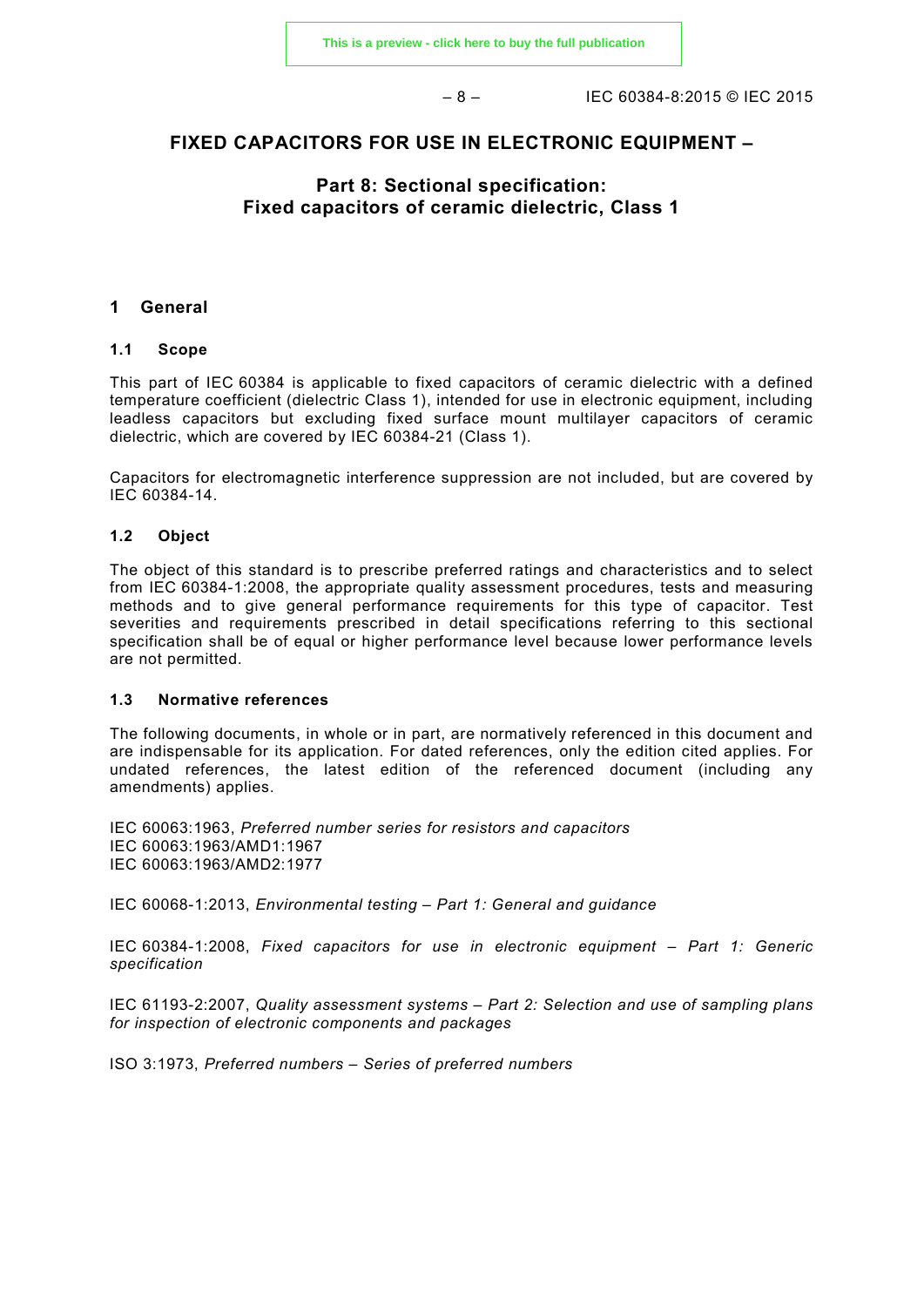# FIXED CAPACITORS FOR USE IN ELECTRONIC EQUIPMENT –

## Part 8: Sectional specification: Fixed capacitors of ceramic dielectric, Class 1

## 1 General

### 1.1 Scope

This part of IEC 60384 is applicable to fixed capacitors of ceramic dielectric with a defined temperature coefficient (dielectric Class 1), intended for use in electronic equipment, including leadless capacitors but excluding fixed surface mount multilayer capacitors of ceramic dielectric, which are covered by IEC 60384-21 (Class 1).

Capacitors for electromagnetic interference suppression are not included, but are covered by IEC 60384-14.

### 1.2 Object

The object of this standard is to prescribe preferred ratings and characteristics and to select from IEC 60384-1:2008, the appropriate quality assessment procedures, tests and measuring methods and to give general performance requirements for this type of capacitor. Test severities and requirements prescribed in detail specifications referring to this sectional specification shall be of equal or higher performance level because lower performance levels are not permitted.

### 1.3 Normative references

The following documents, in whole or in part, are normatively referenced in this document and are indispensable for its application. For dated references, only the edition cited applies. For undated references, the latest edition of the referenced document (including any amendments) applies.

IEC 60063:1963, *Preferred number series for resistors and capacitors*
IEC 60063:1963/AMD1:1967
IEC 60063:1963/AMD2:1977

IEC 60068-1:2013, *Environmental testing – Part 1: General and guidance*

IEC 60384-1:2008, *Fixed capacitors for use in electronic equipment – Part 1: Generic specification*

IEC 61193-2:2007, *Quality assessment systems – Part 2: Selection and use of sampling plans for inspection of electronic components and packages*

ISO 3:1973, *Preferred numbers – Series of preferred numbers*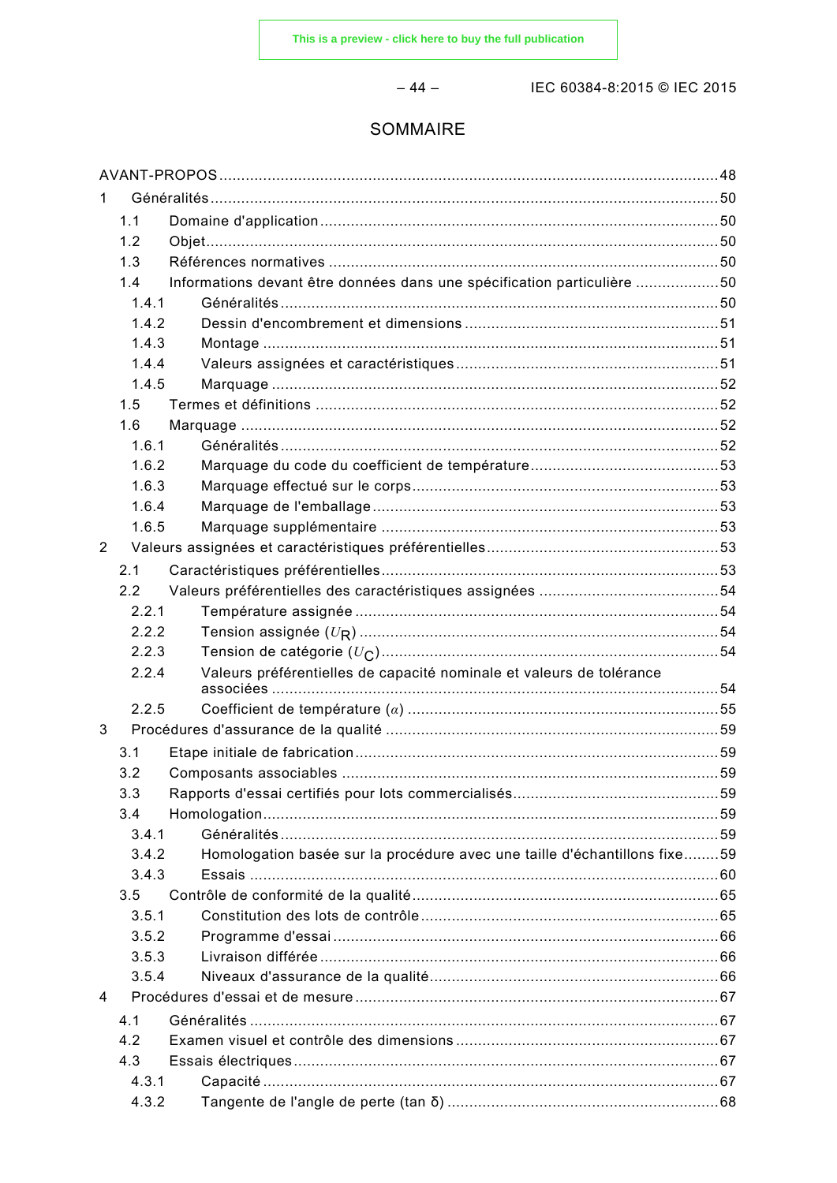# SOMMAIRE

AVANT-PROPOS ... 48

1 Généralités ... 50

- 1.1 Domaine d'application ... 50
- 1.2 Objet ... 50
- 1.3 Références normatives ... 50
- 1.4 Informations devant être données dans une spécification particulière ... 50
  - 1.4.1 Généralités ... 50
  - 1.4.2 Dessin d'encombrement et dimensions ... 51
  - 1.4.3 Montage ... 51
  - 1.4.4 Valeurs assignées et caractéristiques ... 51
  - 1.4.5 Marquage ... 52
- 1.5 Termes et définitions ... 52
- 1.6 Marquage ... 52
  - 1.6.1 Généralités ... 52
  - 1.6.2 Marquage du code du coefficient de température ... 53
  - 1.6.3 Marquage effectué sur le corps ... 53
  - 1.6.4 Marquage de l'emballage ... 53
  - 1.6.5 Marquage supplémentaire ... 53

2 Valeurs assignées et caractéristiques préférentielles ... 53

- 2.1 Caractéristiques préférentielles ... 53
- 2.2 Valeurs préférentielles des caractéristiques assignées ... 54
  - 2.2.1 Température assignée ... 54
  - 2.2.2 Tension assignée ($U_R$) ... 54
  - 2.2.3 Tension de catégorie ($U_C$) ... 54
  - 2.2.4 Valeurs préférentielles de capacité nominale et valeurs de tolérance associées ... 54
  - 2.2.5 Coefficient de température ($\alpha$) ... 55

3 Procédures d'assurance de la qualité ... 59

- 3.1 Etape initiale de fabrication ... 59
- 3.2 Composants associables ... 59
- 3.3 Rapports d'essai certifiés pour lots commercialisés ... 59
- 3.4 Homologation ... 59
  - 3.4.1 Généralités ... 59
  - 3.4.2 Homologation basée sur la procédure avec une taille d'échantillons fixe ... 59
  - 3.4.3 Essais ... 60
- 3.5 Contrôle de conformité de la qualité ... 65
  - 3.5.1 Constitution des lots de contrôle ... 65
  - 3.5.2 Programme d'essai ... 66
  - 3.5.3 Livraison différée ... 66
  - 3.5.4 Niveaux d'assurance de la qualité ... 66

4 Procédures d'essai et de mesure ... 67

- 4.1 Généralités ... 67
- 4.2 Examen visuel et contrôle des dimensions ... 67
- 4.3 Essais électriques ... 67
  - 4.3.1 Capacité ... 67
  - 4.3.2 Tangente de l'angle de perte (tan δ) ... 68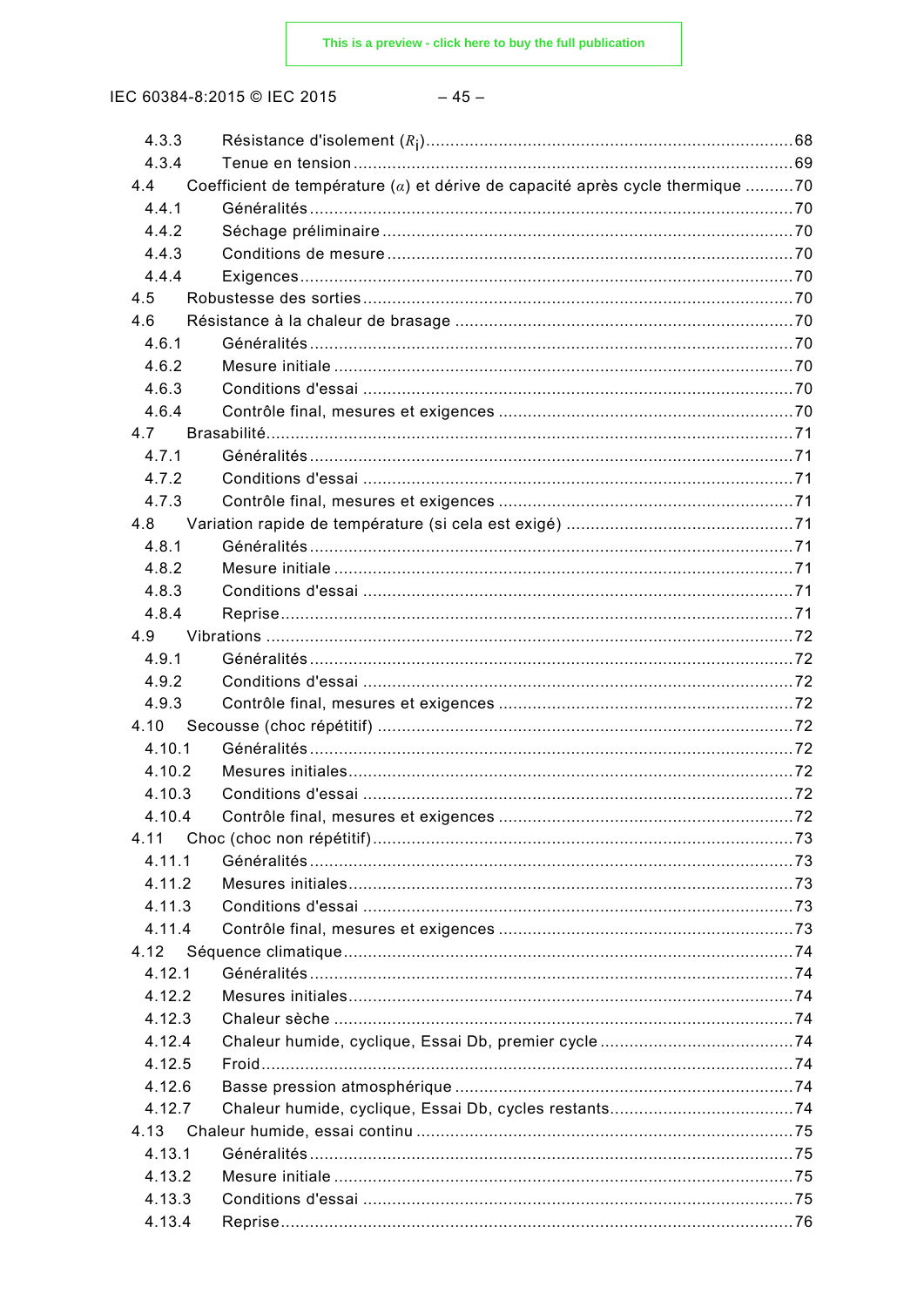4.3.3 Résistance d'isolement ($R_i$) ... 68
4.3.4 Tenue en tension ... 69
4.4 Coefficient de température ($\alpha$) et dérive de capacité après cycle thermique ... 70
4.4.1 Généralités ... 70
4.4.2 Séchage préliminaire ... 70
4.4.3 Conditions de mesure ... 70
4.4.4 Exigences ... 70
4.5 Robustesse des sorties ... 70
4.6 Résistance à la chaleur de brasage ... 70
4.6.1 Généralités ... 70
4.6.2 Mesure initiale ... 70
4.6.3 Conditions d'essai ... 70
4.6.4 Contrôle final, mesures et exigences ... 70
4.7 Brasabilité ... 71
4.7.1 Généralités ... 71
4.7.2 Conditions d'essai ... 71
4.7.3 Contrôle final, mesures et exigences ... 71
4.8 Variation rapide de température (si cela est exigé) ... 71
4.8.1 Généralités ... 71
4.8.2 Mesure initiale ... 71
4.8.3 Conditions d'essai ... 71
4.8.4 Reprise ... 71
4.9 Vibrations ... 72
4.9.1 Généralités ... 72
4.9.2 Conditions d'essai ... 72
4.9.3 Contrôle final, mesures et exigences ... 72
4.10 Secousse (choc répétitif) ... 72
4.10.1 Généralités ... 72
4.10.2 Mesures initiales ... 72
4.10.3 Conditions d'essai ... 72
4.10.4 Contrôle final, mesures et exigences ... 72
4.11 Choc (choc non répétitif) ... 73
4.11.1 Généralités ... 73
4.11.2 Mesures initiales ... 73
4.11.3 Conditions d'essai ... 73
4.11.4 Contrôle final, mesures et exigences ... 73
4.12 Séquence climatique ... 74
4.12.1 Généralités ... 74
4.12.2 Mesures initiales ... 74
4.12.3 Chaleur sèche ... 74
4.12.4 Chaleur humide, cyclique, Essai Db, premier cycle ... 74
4.12.5 Froid ... 74
4.12.6 Basse pression atmosphérique ... 74
4.12.7 Chaleur humide, cyclique, Essai Db, cycles restants ... 74
4.13 Chaleur humide, essai continu ... 75
4.13.1 Généralités ... 75
4.13.2 Mesure initiale ... 75
4.13.3 Conditions d'essai ... 75
4.13.4 Reprise ... 76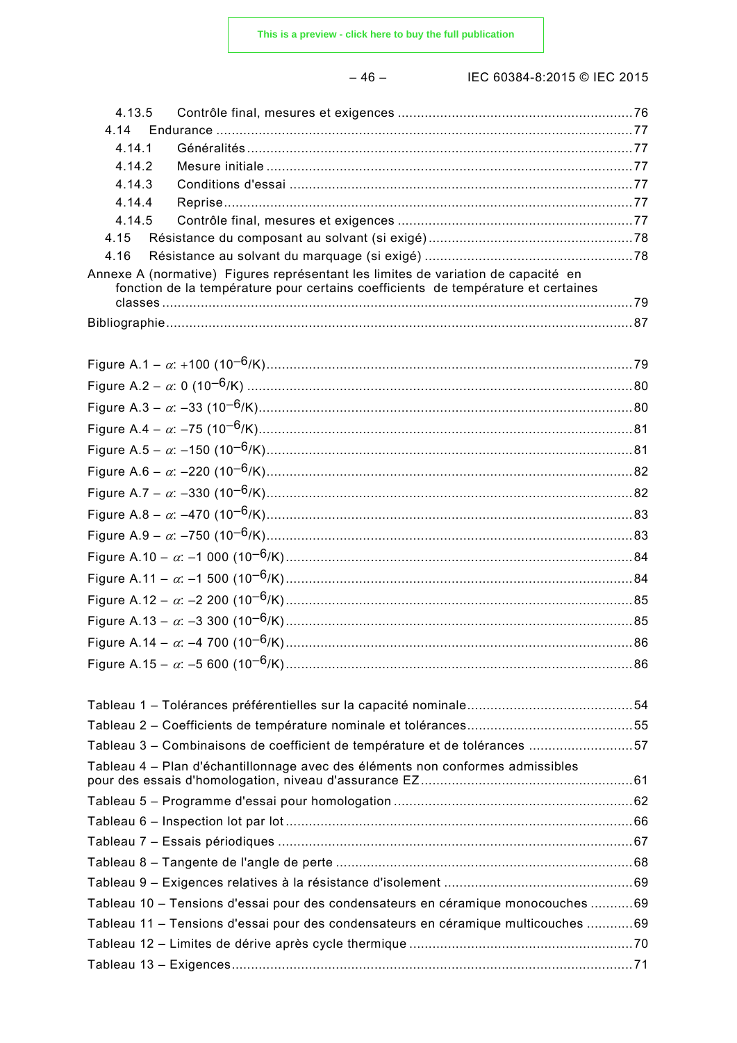4.13.5 Contrôle final, mesures et exigences ............................................................................76

4.14 Endurance ...........................................................................................................77

4.14.1 Généralités ...................................................................................................77

4.14.2 Mesure initiale ..............................................................................................77

4.14.3 Conditions d'essai ........................................................................................77

4.14.4 Reprise.........................................................................................................77

4.14.5 Contrôle final, mesures et exigences ............................................................77

4.15 Résistance du composant au solvant (si exigé) ....................................................78

4.16 Résistance au solvant du marquage (si exigé) ......................................................78

Annexe A (normative) Figures représentant les limites de variation de capacité en fonction de la température pour certains coefficients de température et certaines classes ........................................................................................................................79

Bibliographie.......................................................................................................................87

Figure A.1 – $\alpha$: +100 ($10^{-6}$/K)..............................................................................79

Figure A.2 – $\alpha$: 0 ($10^{-6}$/K) ...................................................................................80

Figure A.3 – $\alpha$: −33 ($10^{-6}$/K)................................................................................80

Figure A.4 – $\alpha$: −75 ($10^{-6}$/K)................................................................................81

Figure A.5 – $\alpha$: −150 ($10^{-6}$/K)..............................................................................81

Figure A.6 – $\alpha$: −220 ($10^{-6}$/K)..............................................................................82

Figure A.7 – $\alpha$: −330 ($10^{-6}$/K)..............................................................................82

Figure A.8 – $\alpha$: −470 ($10^{-6}$/K)..............................................................................83

Figure A.9 – $\alpha$: −750 ($10^{-6}$/K)..............................................................................83

Figure A.10 – $\alpha$: −1 000 ($10^{-6}$/K).........................................................................84

Figure A.11 – $\alpha$: −1 500 ($10^{-6}$/K).........................................................................84

Figure A.12 – $\alpha$: −2 200 ($10^{-6}$/K).........................................................................85

Figure A.13 – $\alpha$: −3 300 ($10^{-6}$/K).........................................................................85

Figure A.14 – $\alpha$: −4 700 ($10^{-6}$/K).........................................................................86

Figure A.15 – $\alpha$: −5 600 ($10^{-6}$/K).........................................................................86

Tableau 1 – Tolérances préférentielles sur la capacité nominale...........................................54

Tableau 2 – Coefficients de température nominale et tolérances...........................................55

Tableau 3 – Combinaisons de coefficient de température et de tolérances ...........................57

Tableau 4 – Plan d'échantillonnage avec des éléments non conformes admissibles pour des essais d'homologation, niveau d'assurance EZ......................................................61

Tableau 5 – Programme d'essai pour homologation .............................................................62

Tableau 6 – Inspection lot par lot.........................................................................................66

Tableau 7 – Essais périodiques ...........................................................................................67

Tableau 8 – Tangente de l'angle de perte ............................................................................68

Tableau 9 – Exigences relatives à la résistance d'isolement .................................................69

Tableau 10 – Tensions d'essai pour des condensateurs en céramique monocouches ...........69

Tableau 11 – Tensions d'essai pour des condensateurs en céramique multicouches ............69

Tableau 12 – Limites de dérive après cycle thermique ..........................................................70

Tableau 13 – Exigences.......................................................................................................71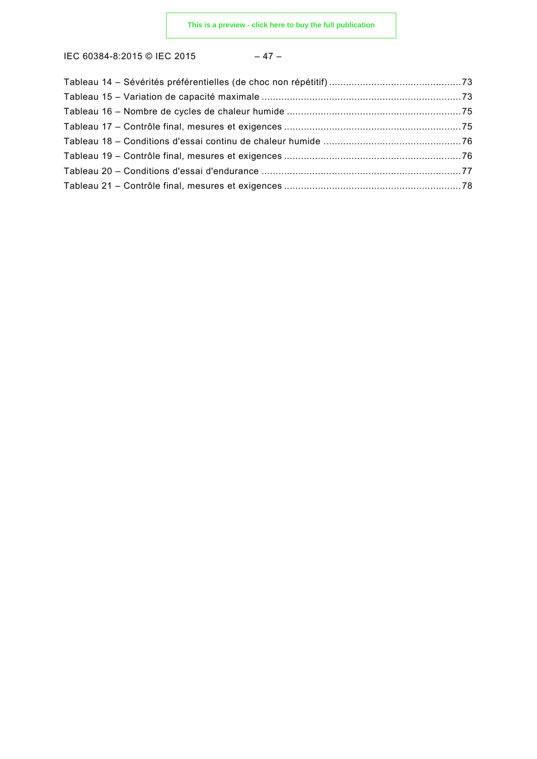Tableau 14 – Sévérités préférentielles (de choc non répétitif) .............................................. 73
Tableau 15 – Variation de capacité maximale ....................................................................... 73
Tableau 16 – Nombre de cycles de chaleur humide ............................................................. 75
Tableau 17 – Contrôle final, mesures et exigences .............................................................. 75
Tableau 18 – Conditions d'essai continu de chaleur humide ................................................ 76
Tableau 19 – Contrôle final, mesures et exigences .............................................................. 76
Tableau 20 – Conditions d'essai d'endurance ...................................................................... 77
Tableau 21 – Contrôle final, mesures et exigences .............................................................. 78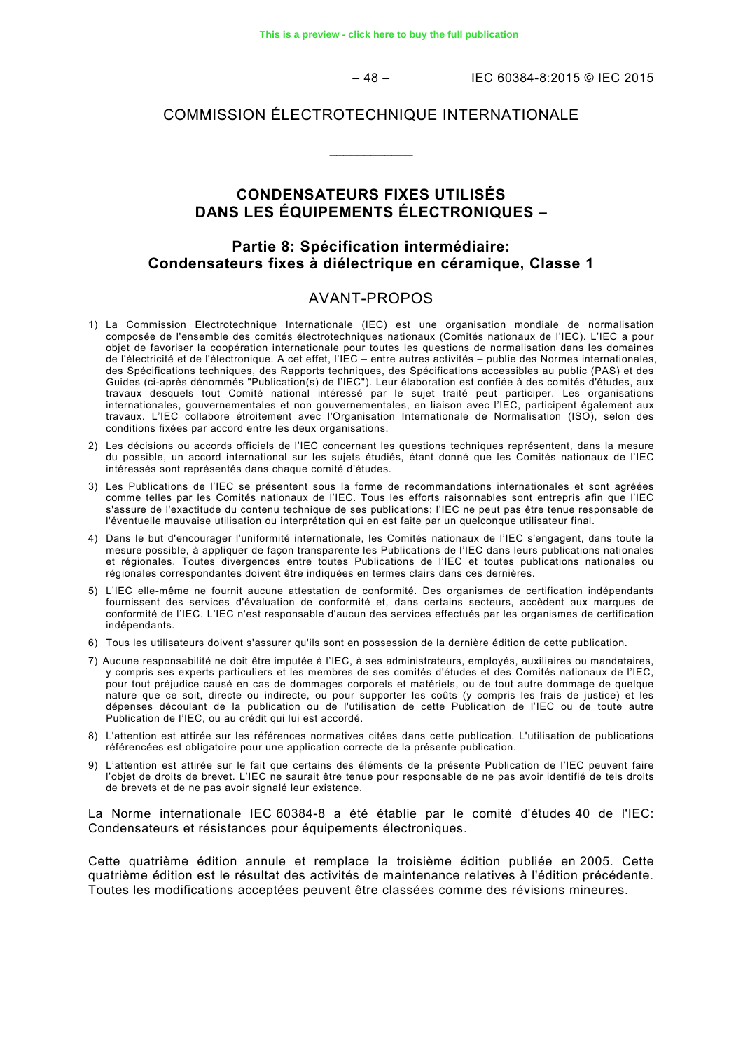# COMMISSION ÉLECTROTECHNIQUE INTERNATIONALE

____________

## CONDENSATEURS FIXES UTILISÉS DANS LES ÉQUIPEMENTS ÉLECTRONIQUES –

### Partie 8: Spécification intermédiaire: Condensateurs fixes à diélectrique en céramique, Classe 1

## AVANT-PROPOS

1) La Commission Electrotechnique Internationale (IEC) est une organisation mondiale de normalisation composée de l'ensemble des comités électrotechniques nationaux (Comités nationaux de l'IEC). L'IEC a pour objet de favoriser la coopération internationale pour toutes les questions de normalisation dans les domaines de l'électricité et de l'électronique. A cet effet, l'IEC – entre autres activités – publie des Normes internationales, des Spécifications techniques, des Rapports techniques, des Spécifications accessibles au public (PAS) et des Guides (ci-après dénommés "Publication(s) de l'IEC"). Leur élaboration est confiée à des comités d'études, aux travaux desquels tout Comité national intéressé par le sujet traité peut participer. Les organisations internationales, gouvernementales et non gouvernementales, en liaison avec l'IEC, participent également aux travaux. L'IEC collabore étroitement avec l'Organisation Internationale de Normalisation (ISO), selon des conditions fixées par accord entre les deux organisations.

2) Les décisions ou accords officiels de l'IEC concernant les questions techniques représentent, dans la mesure du possible, un accord international sur les sujets étudiés, étant donné que les Comités nationaux de l'IEC intéressés sont représentés dans chaque comité d'études.

3) Les Publications de l'IEC se présentent sous la forme de recommandations internationales et sont agréées comme telles par les Comités nationaux de l'IEC. Tous les efforts raisonnables sont entrepris afin que l'IEC s'assure de l'exactitude du contenu technique de ses publications; l'IEC ne peut pas être tenue responsable de l'éventuelle mauvaise utilisation ou interprétation qui en est faite par un quelconque utilisateur final.

4) Dans le but d'encourager l'uniformité internationale, les Comités nationaux de l'IEC s'engagent, dans toute la mesure possible, à appliquer de façon transparente les Publications de l'IEC dans leurs publications nationales et régionales. Toutes divergences entre toutes Publications de l'IEC et toutes publications nationales ou régionales correspondantes doivent être indiquées en termes clairs dans ces dernières.

5) L'IEC elle-même ne fournit aucune attestation de conformité. Des organismes de certification indépendants fournissent des services d'évaluation de conformité et, dans certains secteurs, accèdent aux marques de conformité de l'IEC. L'IEC n'est responsable d'aucun des services effectués par les organismes de certification indépendants.

6) Tous les utilisateurs doivent s'assurer qu'ils sont en possession de la dernière édition de cette publication.

7) Aucune responsabilité ne doit être imputée à l'IEC, à ses administrateurs, employés, auxiliaires ou mandataires, y compris ses experts particuliers et les membres de ses comités d'études et des Comités nationaux de l'IEC, pour tout préjudice causé en cas de dommages corporels et matériels, ou de tout autre dommage de quelque nature que ce soit, directe ou indirecte, ou pour supporter les coûts (y compris les frais de justice) et les dépenses découlant de la publication ou de l'utilisation de cette Publication de l'IEC ou de toute autre Publication de l'IEC, ou au crédit qui lui est accordé.

8) L'attention est attirée sur les références normatives citées dans cette publication. L'utilisation de publications référencées est obligatoire pour une application correcte de la présente publication.

9) L'attention est attirée sur le fait que certains des éléments de la présente Publication de l'IEC peuvent faire l'objet de droits de brevet. L'IEC ne saurait être tenue pour responsable de ne pas avoir identifié de tels droits de brevets et de ne pas avoir signalé leur existence.

La Norme internationale IEC 60384-8 a été établie par le comité d'études 40 de l'IEC: Condensateurs et résistances pour équipements électroniques.

Cette quatrième édition annule et remplace la troisième édition publiée en 2005. Cette quatrième édition est le résultat des activités de maintenance relatives à l'édition précédente. Toutes les modifications acceptées peuvent être classées comme des révisions mineures.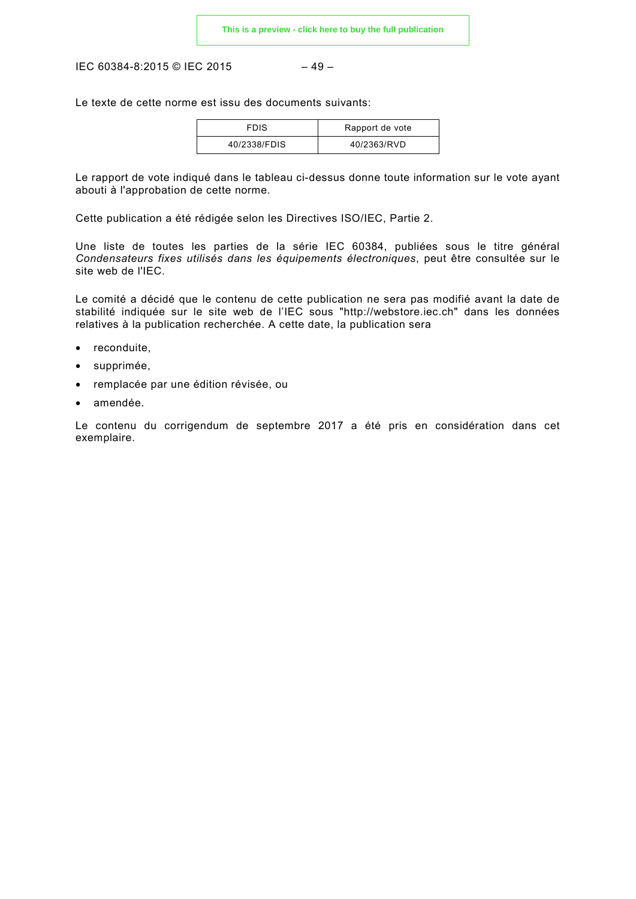Le texte de cette norme est issu des documents suivants:

| FDIS | Rapport de vote |
| --- | --- |
| 40/2338/FDIS | 40/2363/RVD |

Le rapport de vote indiqué dans le tableau ci-dessus donne toute information sur le vote ayant abouti à l'approbation de cette norme.

Cette publication a été rédigée selon les Directives ISO/IEC, Partie 2.

Une liste de toutes les parties de la série IEC 60384, publiées sous le titre général *Condensateurs fixes utilisés dans les équipements électroniques*, peut être consultée sur le site web de l'IEC.

Le comité a décidé que le contenu de cette publication ne sera pas modifié avant la date de stabilité indiquée sur le site web de l'IEC sous "http://webstore.iec.ch" dans les données relatives à la publication recherchée. A cette date, la publication sera

- reconduite,
- supprimée,
- remplacée par une édition révisée, ou
- amendée.

Le contenu du corrigendum de septembre 2017 a été pris en considération dans cet exemplaire.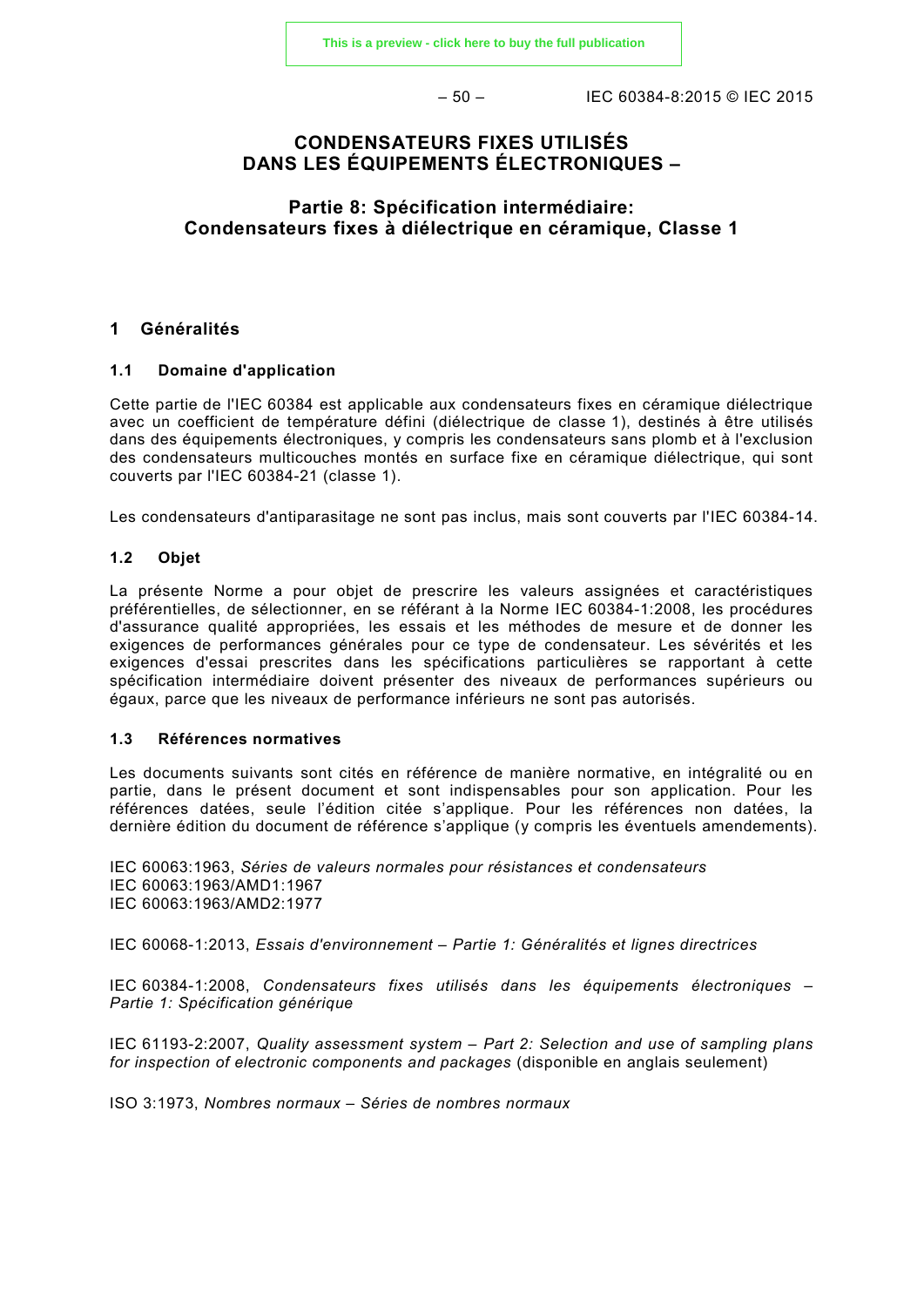# CONDENSATEURS FIXES UTILISÉS DANS LES ÉQUIPEMENTS ÉLECTRONIQUES –

## Partie 8: Spécification intermédiaire: Condensateurs fixes à diélectrique en céramique, Classe 1

### 1 Généralités

#### 1.1 Domaine d'application

Cette partie de l'IEC 60384 est applicable aux condensateurs fixes en céramique diélectrique avec un coefficient de température défini (diélectrique de classe 1), destinés à être utilisés dans des équipements électroniques, y compris les condensateurs sans plomb et à l'exclusion des condensateurs multicouches montés en surface fixe en céramique diélectrique, qui sont couverts par l'IEC 60384-21 (classe 1).

Les condensateurs d'antiparasitage ne sont pas inclus, mais sont couverts par l'IEC 60384-14.

#### 1.2 Objet

La présente Norme a pour objet de prescrire les valeurs assignées et caractéristiques préférentielles, de sélectionner, en se référant à la Norme IEC 60384-1:2008, les procédures d'assurance qualité appropriées, les essais et les méthodes de mesure et de donner les exigences de performances générales pour ce type de condensateur. Les sévérités et les exigences d'essai prescrites dans les spécifications particulières se rapportant à cette spécification intermédiaire doivent présenter des niveaux de performances supérieurs ou égaux, parce que les niveaux de performance inférieurs ne sont pas autorisés.

#### 1.3 Références normatives

Les documents suivants sont cités en référence de manière normative, en intégralité ou en partie, dans le présent document et sont indispensables pour son application. Pour les références datées, seule l'édition citée s'applique. Pour les références non datées, la dernière édition du document de référence s'applique (y compris les éventuels amendements).

IEC 60063:1963, *Séries de valeurs normales pour résistances et condensateurs*
IEC 60063:1963/AMD1:1967
IEC 60063:1963/AMD2:1977

IEC 60068-1:2013, *Essais d'environnement – Partie 1: Généralités et lignes directrices*

IEC 60384-1:2008, *Condensateurs fixes utilisés dans les équipements électroniques – Partie 1: Spécification générique*

IEC 61193-2:2007, *Quality assessment system – Part 2: Selection and use of sampling plans for inspection of electronic components and packages* (disponible en anglais seulement)

ISO 3:1973, *Nombres normaux – Séries de nombres normaux*